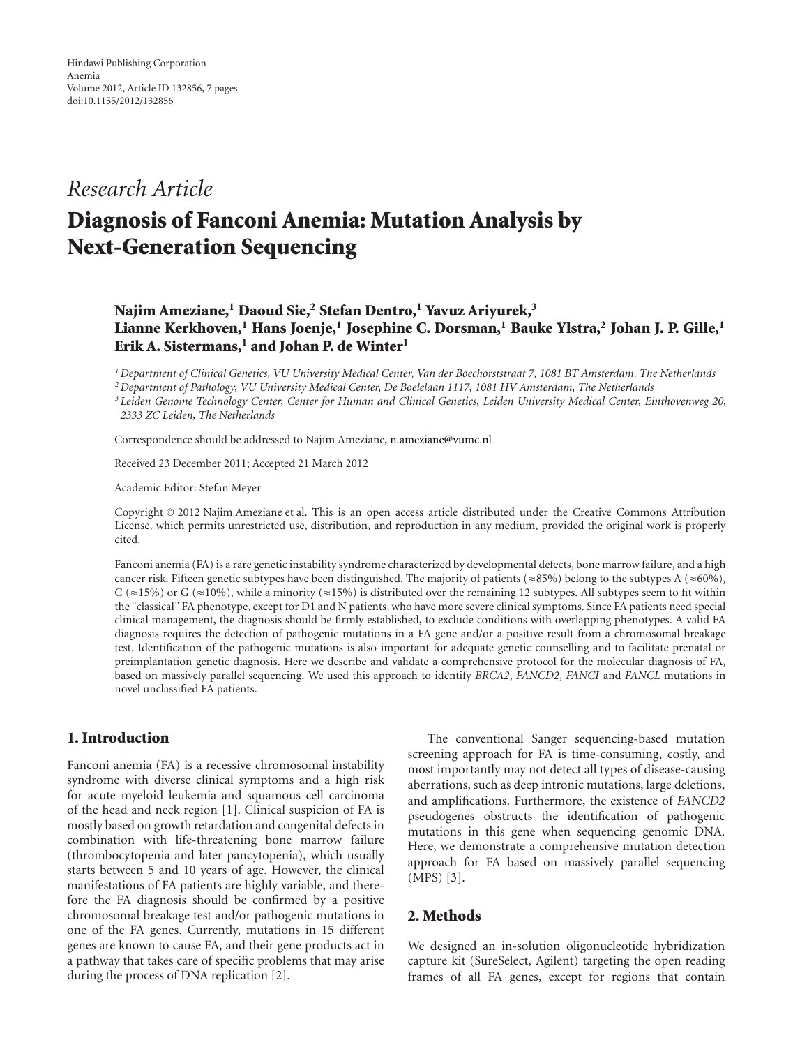Hindawi Publishing Corporation
Anemia
Volume 2012, Article ID 132856, 7 pages
doi:10.1155/2012/132856

*Research Article*

# Diagnosis of Fanconi Anemia: Mutation Analysis by Next-Generation Sequencing

**Najim Ameziane,[1] Daoud Sie,[2] Stefan Dentro,[1] Yavuz Ariyurek,[3] Lianne Kerkhoven,[1] Hans Joenje,[1] Josephine C. Dorsman,[1] Bauke Ylstra,[2] Johan J. P. Gille,[1] Erik A. Sistermans,[1] and Johan P. de Winter[1]**

[1] *Department of Clinical Genetics, VU University Medical Center, Van der Boechorststraat 7, 1081 BT Amsterdam, The Netherlands*
[2] *Department of Pathology, VU University Medical Center, De Boelelaan 1117, 1081 HV Amsterdam, The Netherlands*
[3] *Leiden Genome Technology Center, Center for Human and Clinical Genetics, Leiden University Medical Center, Einthovenweg 20, 2333 ZC Leiden, The Netherlands*

Correspondence should be addressed to Najim Ameziane, n.ameziane@vumc.nl

Received 23 December 2011; Accepted 21 March 2012

Academic Editor: Stefan Meyer

Copyright © 2012 Najim Ameziane et al. This is an open access article distributed under the Creative Commons Attribution License, which permits unrestricted use, distribution, and reproduction in any medium, provided the original work is properly cited.

Fanconi anemia (FA) is a rare genetic instability syndrome characterized by developmental defects, bone marrow failure, and a high cancer risk. Fifteen genetic subtypes have been distinguished. The majority of patients (≈85%) belong to the subtypes A (≈60%), C (≈15%) or G (≈10%), while a minority (≈15%) is distributed over the remaining 12 subtypes. All subtypes seem to fit within the "classical" FA phenotype, except for D1 and N patients, who have more severe clinical symptoms. Since FA patients need special clinical management, the diagnosis should be firmly established, to exclude conditions with overlapping phenotypes. A valid FA diagnosis requires the detection of pathogenic mutations in a FA gene and/or a positive result from a chromosomal breakage test. Identification of the pathogenic mutations is also important for adequate genetic counselling and to facilitate prenatal or preimplantation genetic diagnosis. Here we describe and validate a comprehensive protocol for the molecular diagnosis of FA, based on massively parallel sequencing. We used this approach to identify *BRCA2*, *FANCD2*, *FANCI* and *FANCL* mutations in novel unclassified FA patients.

## 1. Introduction

Fanconi anemia (FA) is a recessive chromosomal instability syndrome with diverse clinical symptoms and a high risk for acute myeloid leukemia and squamous cell carcinoma of the head and neck region [1]. Clinical suspicion of FA is mostly based on growth retardation and congenital defects in combination with life-threatening bone marrow failure (thrombocytopenia and later pancytopenia), which usually starts between 5 and 10 years of age. However, the clinical manifestations of FA patients are highly variable, and therefore the FA diagnosis should be confirmed by a positive chromosomal breakage test and/or pathogenic mutations in one of the FA genes. Currently, mutations in 15 different genes are known to cause FA, and their gene products act in a pathway that takes care of specific problems that may arise during the process of DNA replication [2].

The conventional Sanger sequencing-based mutation screening approach for FA is time-consuming, costly, and most importantly may not detect all types of disease-causing aberrations, such as deep intronic mutations, large deletions, and amplifications. Furthermore, the existence of *FANCD2* pseudogenes obstructs the identification of pathogenic mutations in this gene when sequencing genomic DNA. Here, we demonstrate a comprehensive mutation detection approach for FA based on massively parallel sequencing (MPS) [3].

## 2. Methods

We designed an in-solution oligonucleotide hybridization capture kit (SureSelect, Agilent) targeting the open reading frames of all FA genes, except for regions that contain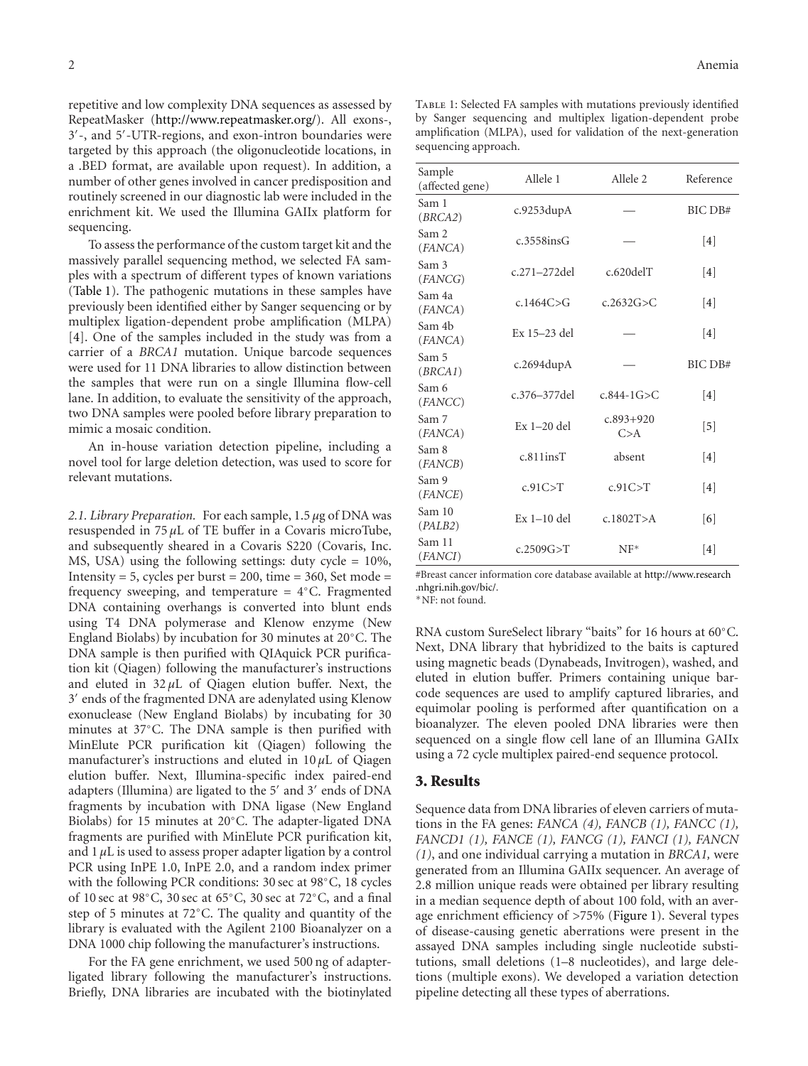repetitive and low complexity DNA sequences as assessed by RepeatMasker (http://www.repeatmasker.org/). All exons-, 3′-, and 5′-UTR-regions, and exon-intron boundaries were targeted by this approach (the oligonucleotide locations, in a .BED format, are available upon request). In addition, a number of other genes involved in cancer predisposition and routinely screened in our diagnostic lab were included in the enrichment kit. We used the Illumina GAIIx platform for sequencing.

To assess the performance of the custom target kit and the massively parallel sequencing method, we selected FA samples with a spectrum of different types of known variations (Table 1). The pathogenic mutations in these samples have previously been identified either by Sanger sequencing or by multiplex ligation-dependent probe amplification (MLPA) [4]. One of the samples included in the study was from a carrier of a *BRCA1* mutation. Unique barcode sequences were used for 11 DNA libraries to allow distinction between the samples that were run on a single Illumina flow-cell lane. In addition, to evaluate the sensitivity of the approach, two DNA samples were pooled before library preparation to mimic a mosaic condition.

An in-house variation detection pipeline, including a novel tool for large deletion detection, was used to score for relevant mutations.

*2.1. Library Preparation.* For each sample, 1.5 $\mu$g of DNA was resuspended in 75 $\mu$L of TE buffer in a Covaris microTube, and subsequently sheared in a Covaris S220 (Covaris, Inc. MS, USA) using the following settings: duty cycle = 10%, Intensity = 5, cycles per burst = 200, time = 360, Set mode = frequency sweeping, and temperature = 4°C. Fragmented DNA containing overhangs is converted into blunt ends using T4 DNA polymerase and Klenow enzyme (New England Biolabs) by incubation for 30 minutes at 20°C. The DNA sample is then purified with QIAquick PCR purification kit (Qiagen) following the manufacturer's instructions and eluted in 32 $\mu$L of Qiagen elution buffer. Next, the 3′ ends of the fragmented DNA are adenylated using Klenow exonuclease (New England Biolabs) by incubating for 30 minutes at 37°C. The DNA sample is then purified with MinElute PCR purification kit (Qiagen) following the manufacturer's instructions and eluted in 10 $\mu$L of Qiagen elution buffer. Next, Illumina-specific index paired-end adapters (Illumina) are ligated to the 5′ and 3′ ends of DNA fragments by incubation with DNA ligase (New England Biolabs) for 15 minutes at 20°C. The adapter-ligated DNA fragments are purified with MinElute PCR purification kit, and 1 $\mu$L is used to assess proper adapter ligation by a control PCR using InPE 1.0, InPE 2.0, and a random index primer with the following PCR conditions: 30 sec at 98°C, 18 cycles of 10 sec at 98°C, 30 sec at 65°C, 30 sec at 72°C, and a final step of 5 minutes at 72°C. The quality and quantity of the library is evaluated with the Agilent 2100 Bioanalyzer on a DNA 1000 chip following the manufacturer's instructions.

For the FA gene enrichment, we used 500 ng of adapter-ligated library following the manufacturer's instructions. Briefly, DNA libraries are incubated with the biotinylated RNA custom SureSelect library "baits" for 16 hours at 60°C. Next, DNA library that hybridized to the baits is captured using magnetic beads (Dynabeads, Invitrogen), washed, and eluted in elution buffer. Primers containing unique barcode sequences are used to amplify captured libraries, and equimolar pooling is performed after quantification on a bioanalyzer. The eleven pooled DNA libraries were then sequenced on a single flow cell lane of an Illumina GAIIx using a 72 cycle multiplex paired-end sequence protocol.

Table 1: Selected FA samples with mutations previously identified by Sanger sequencing and multiplex ligation-dependent probe amplification (MLPA), used for validation of the next-generation sequencing approach.

| Sample (affected gene) | Allele 1 | Allele 2 | Reference |
|---|---|---|---|
| Sam 1 (*BRCA2*) | c.9253dupA | — | BIC DB# |
| Sam 2 (*FANCA*) | c.3558insG | — | [4] |
| Sam 3 (*FANCG*) | c.271–272del | c.620delT | [4] |
| Sam 4a (*FANCA*) | c.1464C>G | c.2632G>C | [4] |
| Sam 4b (*FANCA*) | Ex 15–23 del | — | [4] |
| Sam 5 (*BRCA1*) | c.2694dupA | — | BIC DB# |
| Sam 6 (*FANCC*) | c.376–377del | c.844-1G>C | [4] |
| Sam 7 (*FANCA*) | Ex 1–20 del | c.893+920 C>A | [5] |
| Sam 8 (*FANCB*) | c.811insT | absent | [4] |
| Sam 9 (*FANCE*) | c.91C>T | c.91C>T | [4] |
| Sam 10 (*PALB2*) | Ex 1–10 del | c.1802T>A | [6] |
| Sam 11 (*FANCI*) | c.2509G>T | NF* | [4] |

#Breast cancer information core database available at http://www.research.nhgri.nih.gov/bic/.
*NF: not found.

## 3. Results

Sequence data from DNA libraries of eleven carriers of mutations in the FA genes: *FANCA (4), FANCB (1), FANCC (1), FANCD1 (1), FANCE (1), FANCG (1), FANCI (1), FANCN (1)*, and one individual carrying a mutation in *BRCA1,* were generated from an Illumina GAIIx sequencer. An average of 2.8 million unique reads were obtained per library resulting in a median sequence depth of about 100 fold, with an average enrichment efficiency of >75% (Figure 1). Several types of disease-causing genetic aberrations were present in the assayed DNA samples including single nucleotide substitutions, small deletions (1–8 nucleotides), and large deletions (multiple exons). We developed a variation detection pipeline detecting all these types of aberrations.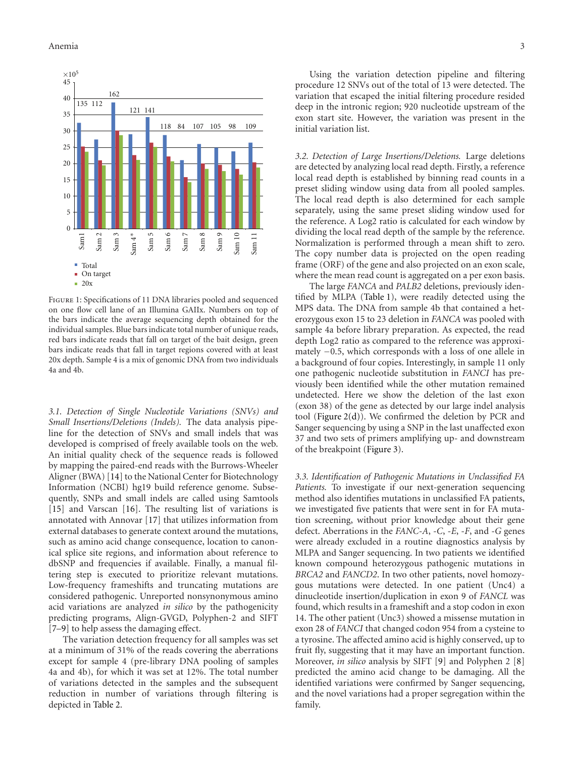FIGURE 1: Specifications of 11 DNA libraries pooled and sequenced on one flow cell lane of an Illumina GAIIx. Numbers on top of the bars indicate the average sequencing depth obtained for the individual samples. Blue bars indicate total number of unique reads, red bars indicate reads that fall on target of the bait design, green bars indicate reads that fall in target regions covered with at least 20x depth. Sample 4 is a mix of genomic DNA from two individuals 4a and 4b.

*3.1. Detection of Single Nucleotide Variations (SNVs) and Small Insertions/Deletions (Indels).* The data analysis pipeline for the detection of SNVs and small indels that was developed is comprised of freely available tools on the web. An initial quality check of the sequence reads is followed by mapping the paired-end reads with the Burrows-Wheeler Aligner (BWA) [14] to the National Center for Biotechnology Information (NCBI) hg19 build reference genome. Subsequently, SNPs and small indels are called using Samtools [15] and Varscan [16]. The resulting list of variations is annotated with Annovar [17] that utilizes information from external databases to generate context around the mutations, such as amino acid change consequence, location to canonical splice site regions, and information about reference to dbSNP and frequencies if available. Finally, a manual filtering step is executed to prioritize relevant mutations. Low-frequency frameshifts and truncating mutations are considered pathogenic. Unreported nonsynonymous amino acid variations are analyzed *in silico* by the pathogenicity predicting programs, Align-GVGD, Polyphen-2 and SIFT [7–9] to help assess the damaging effect.

The variation detection frequency for all samples was set at a minimum of 31% of the reads covering the aberrations except for sample 4 (pre-library DNA pooling of samples 4a and 4b), for which it was set at 12%. The total number of variations detected in the samples and the subsequent reduction in number of variations through filtering is depicted in Table 2.

Using the variation detection pipeline and filtering procedure 12 SNVs out of the total of 13 were detected. The variation that escaped the initial filtering procedure resided deep in the intronic region; 920 nucleotide upstream of the exon start site. However, the variation was present in the initial variation list.

*3.2. Detection of Large Insertions/Deletions.* Large deletions are detected by analyzing local read depth. Firstly, a reference local read depth is established by binning read counts in a preset sliding window using data from all pooled samples. The local read depth is also determined for each sample separately, using the same preset sliding window used for the reference. A Log2 ratio is calculated for each window by dividing the local read depth of the sample by the reference. Normalization is performed through a mean shift to zero. The copy number data is projected on the open reading frame (ORF) of the gene and also projected on an exon scale, where the mean read count is aggregated on a per exon basis.

The large *FANCA* and *PALB2* deletions, previously identified by MLPA (Table 1), were readily detected using the MPS data. The DNA from sample 4b that contained a heterozygous exon 15 to 23 deletion in *FANCA* was pooled with sample 4a before library preparation. As expected, the read depth Log2 ratio as compared to the reference was approximately −0.5, which corresponds with a loss of one allele in a background of four copies. Interestingly, in sample 11 only one pathogenic nucleotide substitution in *FANCI* has previously been identified while the other mutation remained undetected. Here we show the deletion of the last exon (exon 38) of the gene as detected by our large indel analysis tool (Figure 2(d)). We confirmed the deletion by PCR and Sanger sequencing by using a SNP in the last unaffected exon 37 and two sets of primers amplifying up- and downstream of the breakpoint (Figure 3).

*3.3. Identification of Pathogenic Mutations in Unclassified FA Patients.* To investigate if our next-generation sequencing method also identifies mutations in unclassified FA patients, we investigated five patients that were sent in for FA mutation screening, without prior knowledge about their gene defect. Aberrations in the *FANC-A*, *-C*, *-E*, *-F*, and *-G* genes were already excluded in a routine diagnostics analysis by MLPA and Sanger sequencing. In two patients we identified known compound heterozygous pathogenic mutations in *BRCA2* and *FANCD2*. In two other patients, novel homozygous mutations were detected. In one patient (Unc4) a dinucleotide insertion/duplication in exon 9 of *FANCL* was found, which results in a frameshift and a stop codon in exon 14. The other patient (Unc3) showed a missense mutation in exon 28 of *FANCI* that changed codon 954 from a cysteine to a tyrosine. The affected amino acid is highly conserved, up to fruit fly, suggesting that it may have an important function. Moreover, *in silico* analysis by SIFT [9] and Polyphen 2 [8] predicted the amino acid change to be damaging. All the identified variations were confirmed by Sanger sequencing, and the novel variations had a proper segregation within the family.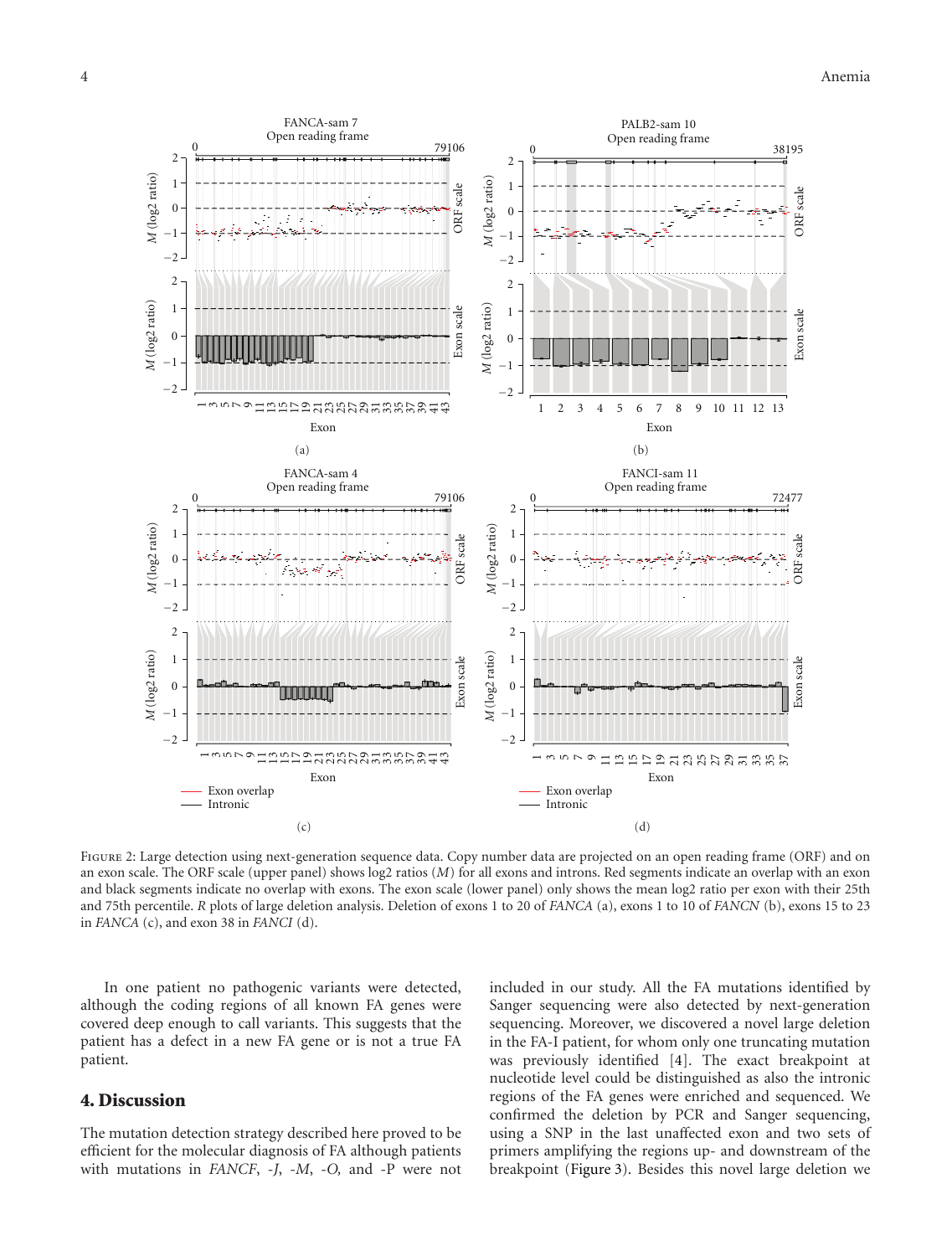Figure 2: Large detection using next-generation sequence data. Copy number data are projected on an open reading frame (ORF) and on an exon scale. The ORF scale (upper panel) shows log2 ratios (*M*) for all exons and introns. Red segments indicate an overlap with an exon and black segments indicate no overlap with exons. The exon scale (lower panel) only shows the mean log2 ratio per exon with their 25th and 75th percentile. *R* plots of large deletion analysis. Deletion of exons 1 to 20 of *FANCA* (a), exons 1 to 10 of *FANCN* (b), exons 15 to 23 in *FANCA* (c), and exon 38 in *FANCI* (d).

In one patient no pathogenic variants were detected, although the coding regions of all known FA genes were covered deep enough to call variants. This suggests that the patient has a defect in a new FA gene or is not a true FA patient.

## 4. Discussion

The mutation detection strategy described here proved to be efficient for the molecular diagnosis of FA although patients with mutations in *FANCF*, *-J*, *-M*, *-O*, and -P were not included in our study. All the FA mutations identified by Sanger sequencing were also detected by next-generation sequencing. Moreover, we discovered a novel large deletion in the FA-I patient, for whom only one truncating mutation was previously identified [4]. The exact breakpoint at nucleotide level could be distinguished as also the intronic regions of the FA genes were enriched and sequenced. We confirmed the deletion by PCR and Sanger sequencing, using a SNP in the last unaffected exon and two sets of primers amplifying the regions up- and downstream of the breakpoint (Figure 3). Besides this novel large deletion we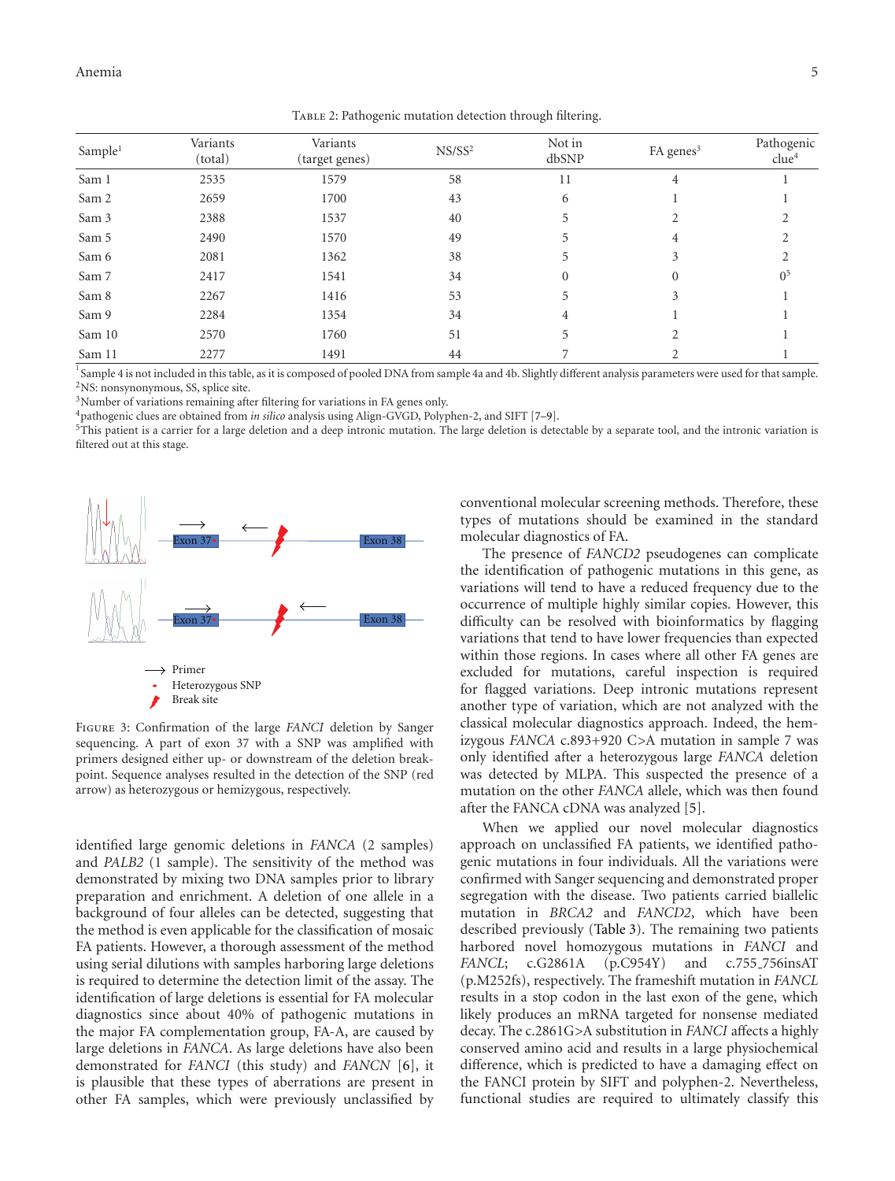Table 2: Pathogenic mutation detection through filtering.

| Sample[1] | Variants (total) | Variants (target genes) | NS/SS[2] | Not in dbSNP | FA genes[3] | Pathogenic clue[4] |
|---|---|---|---|---|---|---|
| Sam 1 | 2535 | 1579 | 58 | 11 | 4 | 1 |
| Sam 2 | 2659 | 1700 | 43 | 6 | 1 | 1 |
| Sam 3 | 2388 | 1537 | 40 | 5 | 2 | 2 |
| Sam 5 | 2490 | 1570 | 49 | 5 | 4 | 2 |
| Sam 6 | 2081 | 1362 | 38 | 5 | 3 | 2 |
| Sam 7 | 2417 | 1541 | 34 | 0 | 0 | 0[5] |
| Sam 8 | 2267 | 1416 | 53 | 5 | 3 | 1 |
| Sam 9 | 2284 | 1354 | 34 | 4 | 1 | 1 |
| Sam 10 | 2570 | 1760 | 51 | 5 | 2 | 1 |
| Sam 11 | 2277 | 1491 | 44 | 7 | 2 | 1 |

[1]Sample 4 is not included in this table, as it is composed of pooled DNA from sample 4a and 4b. Slightly different analysis parameters were used for that sample.
[2]NS: nonsynonymous, SS, splice site.
[3]Number of variations remaining after filtering for variations in FA genes only.
[4]pathogenic clues are obtained from *in silico* analysis using Align-GVGD, Polyphen-2, and SIFT [7–9].
[5]This patient is a carrier for a large deletion and a deep intronic mutation. The large deletion is detectable by a separate tool, and the intronic variation is filtered out at this stage.

Figure 3: Confirmation of the large *FANCI* deletion by Sanger sequencing. A part of exon 37 with a SNP was amplified with primers designed either up- or downstream of the deletion breakpoint. Sequence analyses resulted in the detection of the SNP (red arrow) as heterozygous or hemizygous, respectively.

identified large genomic deletions in *FANCA* (2 samples) and *PALB2* (1 sample). The sensitivity of the method was demonstrated by mixing two DNA samples prior to library preparation and enrichment. A deletion of one allele in a background of four alleles can be detected, suggesting that the method is even applicable for the classification of mosaic FA patients. However, a thorough assessment of the method using serial dilutions with samples harboring large deletions is required to determine the detection limit of the assay. The identification of large deletions is essential for FA molecular diagnostics since about 40% of pathogenic mutations in the major FA complementation group, FA-A, are caused by large deletions in *FANCA*. As large deletions have also been demonstrated for *FANCI* (this study) and *FANCN* [6], it is plausible that these types of aberrations are present in other FA samples, which were previously unclassified by conventional molecular screening methods. Therefore, these types of mutations should be examined in the standard molecular diagnostics of FA.

The presence of *FANCD2* pseudogenes can complicate the identification of pathogenic mutations in this gene, as variations will tend to have a reduced frequency due to the occurrence of multiple highly similar copies. However, this difficulty can be resolved with bioinformatics by flagging variations that tend to have lower frequencies than expected within those regions. In cases where all other FA genes are excluded for mutations, careful inspection is required for flagged variations. Deep intronic mutations represent another type of variation, which are not analyzed with the classical molecular diagnostics approach. Indeed, the hemizygous *FANCA* c.893+920 C>A mutation in sample 7 was only identified after a heterozygous large *FANCA* deletion was detected by MLPA. This suspected the presence of a mutation on the other *FANCA* allele, which was then found after the FANCA cDNA was analyzed [5].

When we applied our novel molecular diagnostics approach on unclassified FA patients, we identified pathogenic mutations in four individuals. All the variations were confirmed with Sanger sequencing and demonstrated proper segregation with the disease. Two patients carried biallelic mutation in *BRCA2* and *FANCD2*, which have been described previously (Table 3). The remaining two patients harbored novel homozygous mutations in *FANCI* and *FANCL*; c.G2861A (p.C954Y) and c.755_756insAT (p.M252fs), respectively. The frameshift mutation in *FANCL* results in a stop codon in the last exon of the gene, which likely produces an mRNA targeted for nonsense mediated decay. The c.2861G>A substitution in *FANCI* affects a highly conserved amino acid and results in a large physiochemical difference, which is predicted to have a damaging effect on the FANCI protein by SIFT and polyphen-2. Nevertheless, functional studies are required to ultimately classify this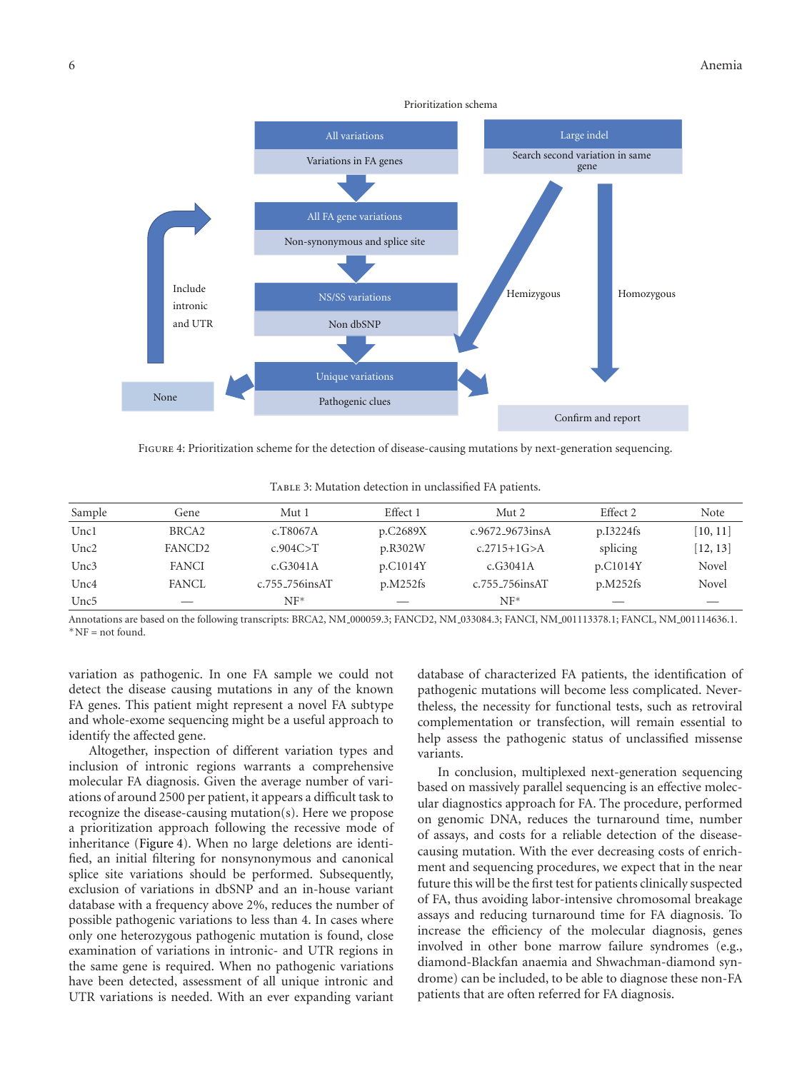Prioritization schema

All variations

Variations in FA genes

All FA gene variations

Non-synonymous and splice site

NS/SS variations

Non dbSNP

Unique variations

Pathogenic clues

Large indel

Search second variation in same gene

Include intronic and UTR

None

Hemizygous

Homozygous

Confirm and report

Figure 4: Prioritization scheme for the detection of disease-causing mutations by next-generation sequencing.

Table 3: Mutation detection in unclassified FA patients.

| Sample | Gene | Mut 1 | Effect 1 | Mut 2 | Effect 2 | Note |
|---|---|---|---|---|---|---|
| Unc1 | BRCA2 | c.T8067A | p.C2689X | c.9672_9673insA | p.I3224fs | [10, 11] |
| Unc2 | FANCD2 | c.904C>T | p.R302W | c.2715+1G>A | splicing | [12, 13] |
| Unc3 | FANCI | c.G3041A | p.C1014Y | c.G3041A | p.C1014Y | Novel |
| Unc4 | FANCL | c.755_756insAT | p.M252fs | c.755_756insAT | p.M252fs | Novel |
| Unc5 | — | NF* | — | NF* | — | — |

Annotations are based on the following transcripts: BRCA2, NM_000059.3; FANCD2, NM_033084.3; FANCI, NM_001113378.1; FANCL, NM_001114636.1.
*NF = not found.

variation as pathogenic. In one FA sample we could not detect the disease causing mutations in any of the known FA genes. This patient might represent a novel FA subtype and whole-exome sequencing might be a useful approach to identify the affected gene.

Altogether, inspection of different variation types and inclusion of intronic regions warrants a comprehensive molecular FA diagnosis. Given the average number of variations of around 2500 per patient, it appears a difficult task to recognize the disease-causing mutation(s). Here we propose a prioritization approach following the recessive mode of inheritance (Figure 4). When no large deletions are identified, an initial filtering for nonsynonymous and canonical splice site variations should be performed. Subsequently, exclusion of variations in dbSNP and an in-house variant database with a frequency above 2%, reduces the number of possible pathogenic variations to less than 4. In cases where only one heterozygous pathogenic mutation is found, close examination of variations in intronic- and UTR regions in the same gene is required. When no pathogenic variations have been detected, assessment of all unique intronic and UTR variations is needed. With an ever expanding variant database of characterized FA patients, the identification of pathogenic mutations will become less complicated. Nevertheless, the necessity for functional tests, such as retroviral complementation or transfection, will remain essential to help assess the pathogenic status of unclassified missense variants.

In conclusion, multiplexed next-generation sequencing based on massively parallel sequencing is an effective molecular diagnostics approach for FA. The procedure, performed on genomic DNA, reduces the turnaround time, number of assays, and costs for a reliable detection of the disease-causing mutation. With the ever decreasing costs of enrichment and sequencing procedures, we expect that in the near future this will be the first test for patients clinically suspected of FA, thus avoiding labor-intensive chromosomal breakage assays and reducing turnaround time for FA diagnosis. To increase the efficiency of the molecular diagnosis, genes involved in other bone marrow failure syndromes (e.g., diamond-Blackfan anaemia and Shwachman-diamond syndrome) can be included, to be able to diagnose these non-FA patients that are often referred for FA diagnosis.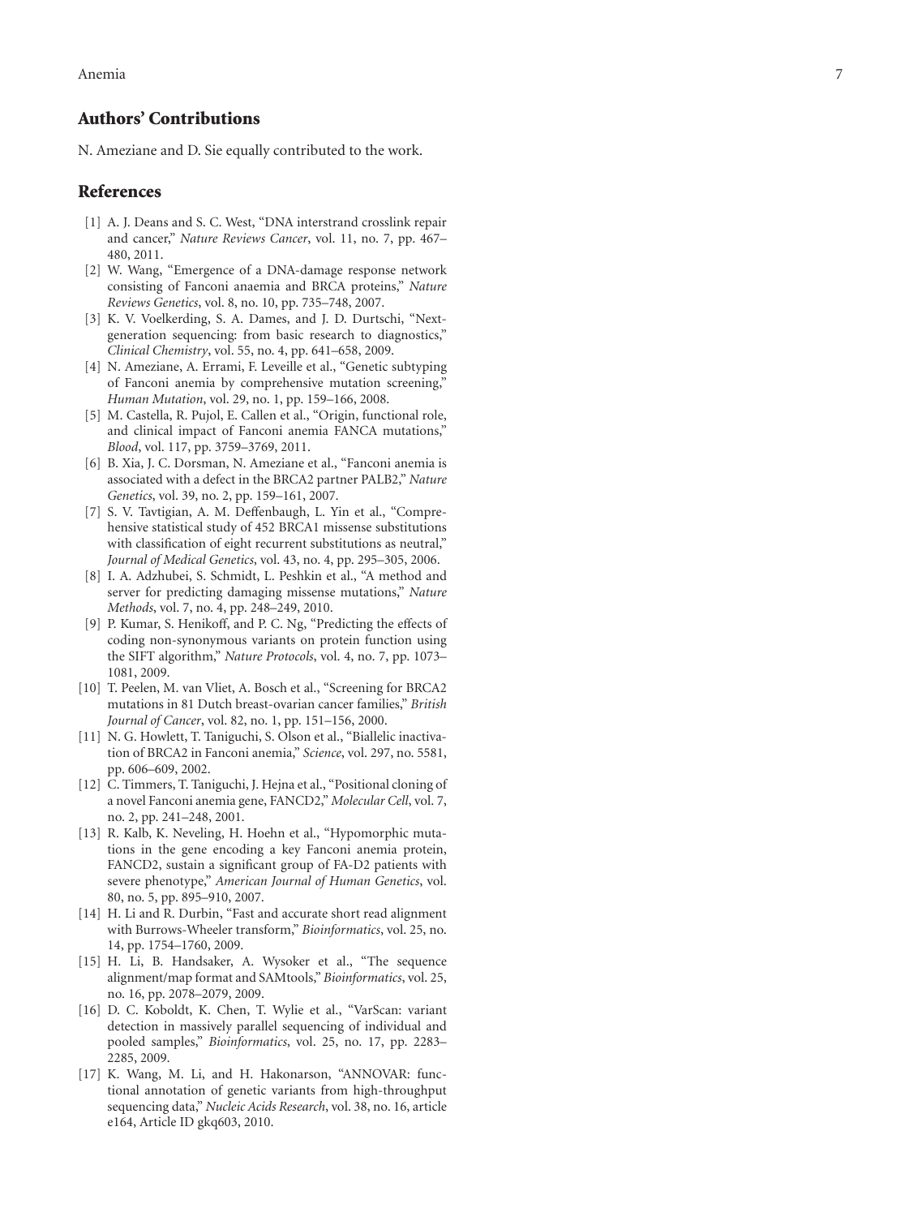## Authors' Contributions

N. Ameziane and D. Sie equally contributed to the work.

## References

[1] A. J. Deans and S. C. West, "DNA interstrand crosslink repair and cancer," *Nature Reviews Cancer*, vol. 11, no. 7, pp. 467–480, 2011.

[2] W. Wang, "Emergence of a DNA-damage response network consisting of Fanconi anaemia and BRCA proteins," *Nature Reviews Genetics*, vol. 8, no. 10, pp. 735–748, 2007.

[3] K. V. Voelkerding, S. A. Dames, and J. D. Durtschi, "Next-generation sequencing: from basic research to diagnostics," *Clinical Chemistry*, vol. 55, no. 4, pp. 641–658, 2009.

[4] N. Ameziane, A. Errami, F. Leveille et al., "Genetic subtyping of Fanconi anemia by comprehensive mutation screening," *Human Mutation*, vol. 29, no. 1, pp. 159–166, 2008.

[5] M. Castella, R. Pujol, E. Callen et al., "Origin, functional role, and clinical impact of Fanconi anemia FANCA mutations," *Blood*, vol. 117, pp. 3759–3769, 2011.

[6] B. Xia, J. C. Dorsman, N. Ameziane et al., "Fanconi anemia is associated with a defect in the BRCA2 partner PALB2," *Nature Genetics*, vol. 39, no. 2, pp. 159–161, 2007.

[7] S. V. Tavtigian, A. M. Deffenbaugh, L. Yin et al., "Comprehensive statistical study of 452 BRCA1 missense substitutions with classification of eight recurrent substitutions as neutral," *Journal of Medical Genetics*, vol. 43, no. 4, pp. 295–305, 2006.

[8] I. A. Adzhubei, S. Schmidt, L. Peshkin et al., "A method and server for predicting damaging missense mutations," *Nature Methods*, vol. 7, no. 4, pp. 248–249, 2010.

[9] P. Kumar, S. Henikoff, and P. C. Ng, "Predicting the effects of coding non-synonymous variants on protein function using the SIFT algorithm," *Nature Protocols*, vol. 4, no. 7, pp. 1073–1081, 2009.

[10] T. Peelen, M. van Vliet, A. Bosch et al., "Screening for BRCA2 mutations in 81 Dutch breast-ovarian cancer families," *British Journal of Cancer*, vol. 82, no. 1, pp. 151–156, 2000.

[11] N. G. Howlett, T. Taniguchi, S. Olson et al., "Biallelic inactivation of BRCA2 in Fanconi anemia," *Science*, vol. 297, no. 5581, pp. 606–609, 2002.

[12] C. Timmers, T. Taniguchi, J. Hejna et al., "Positional cloning of a novel Fanconi anemia gene, FANCD2," *Molecular Cell*, vol. 7, no. 2, pp. 241–248, 2001.

[13] R. Kalb, K. Neveling, H. Hoehn et al., "Hypomorphic mutations in the gene encoding a key Fanconi anemia protein, FANCD2, sustain a significant group of FA-D2 patients with severe phenotype," *American Journal of Human Genetics*, vol. 80, no. 5, pp. 895–910, 2007.

[14] H. Li and R. Durbin, "Fast and accurate short read alignment with Burrows-Wheeler transform," *Bioinformatics*, vol. 25, no. 14, pp. 1754–1760, 2009.

[15] H. Li, B. Handsaker, A. Wysoker et al., "The sequence alignment/map format and SAMtools," *Bioinformatics*, vol. 25, no. 16, pp. 2078–2079, 2009.

[16] D. C. Koboldt, K. Chen, T. Wylie et al., "VarScan: variant detection in massively parallel sequencing of individual and pooled samples," *Bioinformatics*, vol. 25, no. 17, pp. 2283–2285, 2009.

[17] K. Wang, M. Li, and H. Hakonarson, "ANNOVAR: functional annotation of genetic variants from high-throughput sequencing data," *Nucleic Acids Research*, vol. 38, no. 16, article e164, Article ID gkq603, 2010.